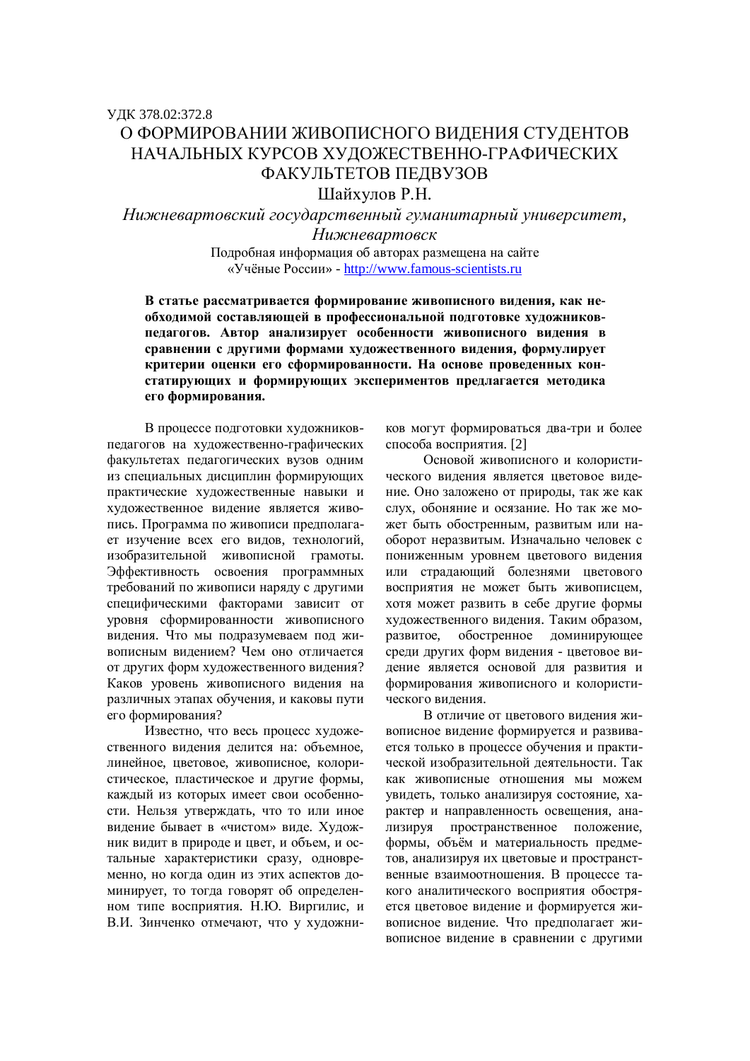УДК 378.02:372.8

# О ФОРМИРОВАНИИ ЖИВОПИСНОГО ВИДЕНИЯ СТУДЕНТОВ НАЧАЛЬНЫХ КУРСОВ ХУДОЖЕСТВЕННО-ГРАФИЧЕСКИХ ФАКУЛЬТЕТОВ ПЕДВУЗОВ

Шайхулов Р.Н.

*Нижневартовский государственный гуманитарный университет, Нижневартовск*

Подробная информация об авторах размещена на сайте «Учёные России» - http://www.famous-scientists.ru

**В статье рассматривается формирование живописного видения, как необходимой составляющей в профессиональной подготовке художников-педагогов. Автор анализирует особенности живописного видения в сравнении с другими формами художественного видения, формулирует критерии оценки его сформированности. На основе проведенных констатирующих и формирующих экспериментов предлагается методика его формирования.**

В процессе подготовки художников-педагогов на художественно-графических факультетах педагогических вузов одним из специальных дисциплин формирующих практические художественные навыки и художественное видение является живопись. Программа по живописи предполагает изучение всех его видов, технологий, изобразительной живописной грамоты. Эффективность освоения программных требований по живописи наряду с другими специфическими факторами зависит от уровня сформированности живописного видения. Что мы подразумеваем под живописным видением? Чем оно отличается от других форм художественного видения? Каков уровень живописного видения на различных этапах обучения, и каковы пути его формирования?

Известно, что весь процесс художественного видения делится на: объемное, линейное, цветовое, живописное, колористическое, пластическое и другие формы, каждый из которых имеет свои особенности. Нельзя утверждать, что то или иное видение бывает в «чистом» виде. Художник видит в природе и цвет, и объем, и остальные характеристики сразу, одновременно, но когда один из этих аспектов доминирует, то тогда говорят об определенном типе восприятия. Н.Ю. Виргилис, и В.И. Зинченко отмечают, что у художников могут формироваться два-три и более способа восприятия. [2]

Основой живописного и колористического видения является цветовое видение. Оно заложено от природы, так же как слух, обоняние и осязание. Но так же может быть обостренным, развитым или наоборот неразвитым. Изначально человек с пониженным уровнем цветового видения или страдающий болезнями цветового восприятия не может быть живописцем, хотя может развить в себе другие формы художественного видения. Таким образом, развитое, обостренное доминирующее среди других форм видения - цветовое видение является основой для развития и формирования живописного и колористического видения.

В отличие от цветового видения живописное видение формируется и развивается только в процессе обучения и практической изобразительной деятельности. Так как живописные отношения мы можем увидеть, только анализируя состояние, характер и направленность освещения, анализируя пространственное положение, формы, объём и материальность предметов, анализируя их цветовые и пространственные взаимоотношения. В процессе такого аналитического восприятия обостряется цветовое видение и формируется живописное видение. Что предполагает живописное видение в сравнении с другими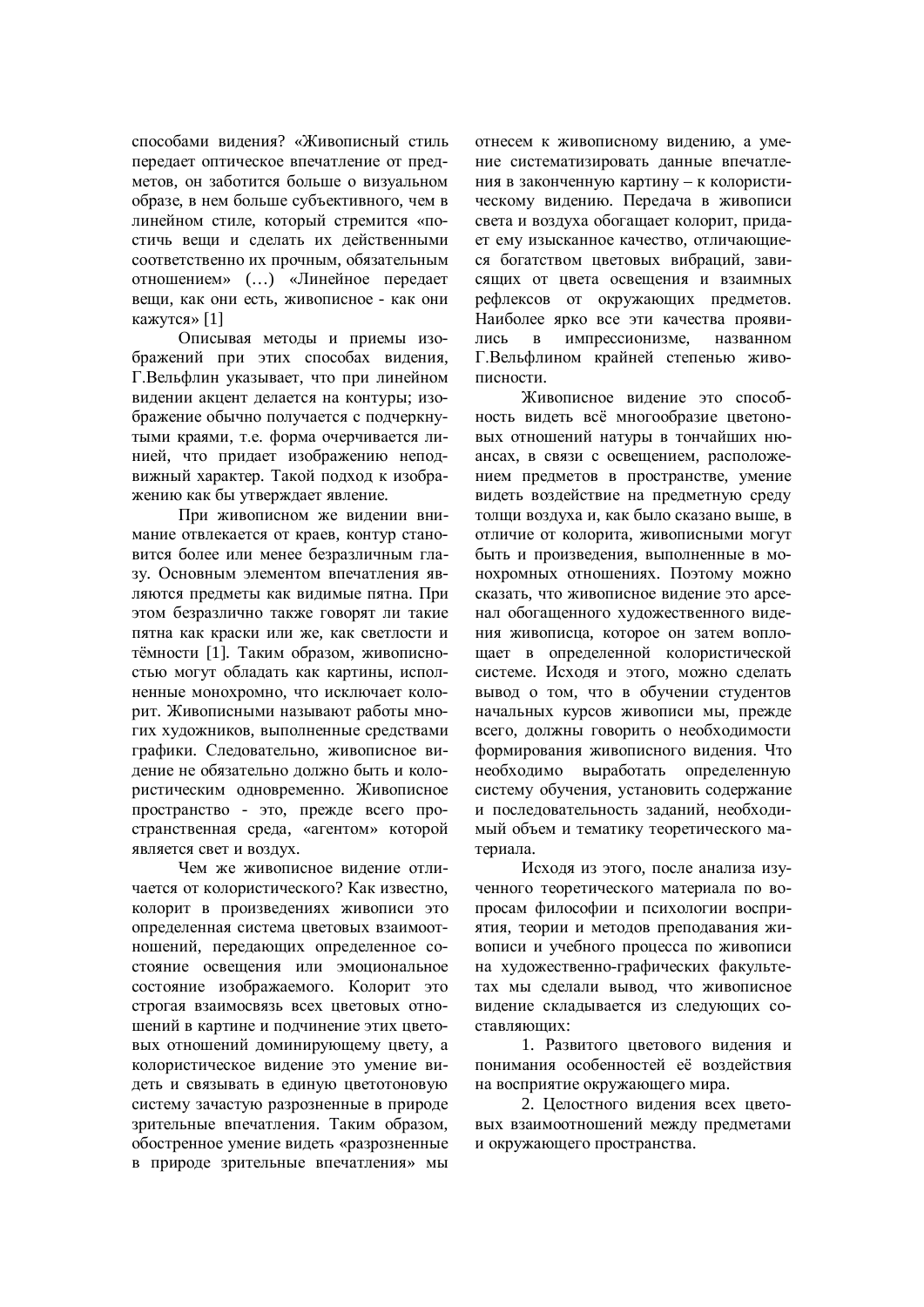способами видения? «Живописный стиль передает оптическое впечатление от предметов, он заботится больше о визуальном образе, в нем больше субъективного, чем в линейном стиле, который стремится «постичь вещи и сделать их действенными соответственно их прочным, обязательным отношением» (…) «Линейное передает вещи, как они есть, живописное - как они кажутся» [1]

Описывая методы и приемы изображений при этих способах видения, Г.Вельфлин указывает, что при линейном видении акцент делается на контуры; изображение обычно получается с подчеркнутыми краями, т.е. форма очерчивается линией, что придает изображению неподвижный характер. Такой подход к изображению как бы утверждает явление.

При живописном же видении внимание отвлекается от краев, контур становится более или менее безразличным глазу. Основным элементом впечатления являются предметы как видимые пятна. При этом безразлично также говорят ли такие пятна как краски или же, как светлости и тёмности [1]. Таким образом, живописностью могут обладать как картины, исполненные монохромно, что исключает колорит. Живописными называют работы многих художников, выполненные средствами графики. Следовательно, живописное видение не обязательно должно быть и колористическим одновременно. Живописное пространство - это, прежде всего пространственная среда, «агентом» которой является свет и воздух.

Чем же живописное видение отличается от колористического? Как известно, колорит в произведениях живописи это определенная система цветовых взаимоотношений, передающих определенное состояние освещения или эмоциональное состояние изображаемого. Колорит это строгая взаимосвязь всех цветовых отношений в картине и подчинение этих цветовых отношений доминирующему цвету, а колористическое видение это умение видеть и связывать в единую цветотоновую систему зачастую разрозненные в природе зрительные впечатления. Таким образом, обостренное умение видеть «разрозненные в природе зрительные впечатления» мы отнесем к живописному видению, а умение систематизировать данные впечатления в законченную картину – к колористическому видению. Передача в живописи света и воздуха обогащает колорит, придает ему изысканное качество, отличающиеся богатством цветовых вибраций, зависящих от цвета освещения и взаимных рефлексов от окружающих предметов. Наиболее ярко все эти качества проявились в импрессионизме, названном Г.Вельфлином крайней степенью живописности.

Живописное видение это способность видеть всё многообразие цветоновых отношений натуры в тончайших нюансах, в связи с освещением, расположением предметов в пространстве, умение видеть воздействие на предметную среду толщи воздуха и, как было сказано выше, в отличие от колорита, живописными могут быть и произведения, выполненные в монохромных отношениях. Поэтому можно сказать, что живописное видение это арсенал обогащенного художественного видения живописца, которое он затем воплощает в определенной колористической системе. Исходя и этого, можно сделать вывод о том, что в обучении студентов начальных курсов живописи мы, прежде всего, должны говорить о необходимости формирования живописного видения. Что необходимо выработать определенную систему обучения, установить содержание и последовательность заданий, необходимый объем и тематику теоретического материала.

Исходя из этого, после анализа изученного теоретического материала по вопросам философии и психологии восприятия, теории и методов преподавания живописи и учебного процесса по живописи на художественно-графических факультетах мы сделали вывод, что живописное видение складывается из следующих составляющих:

1. Развитого цветового видения и понимания особенностей её воздействия на восприятие окружающего мира.

2. Целостного видения всех цветовых взаимоотношений между предметами и окружающего пространства.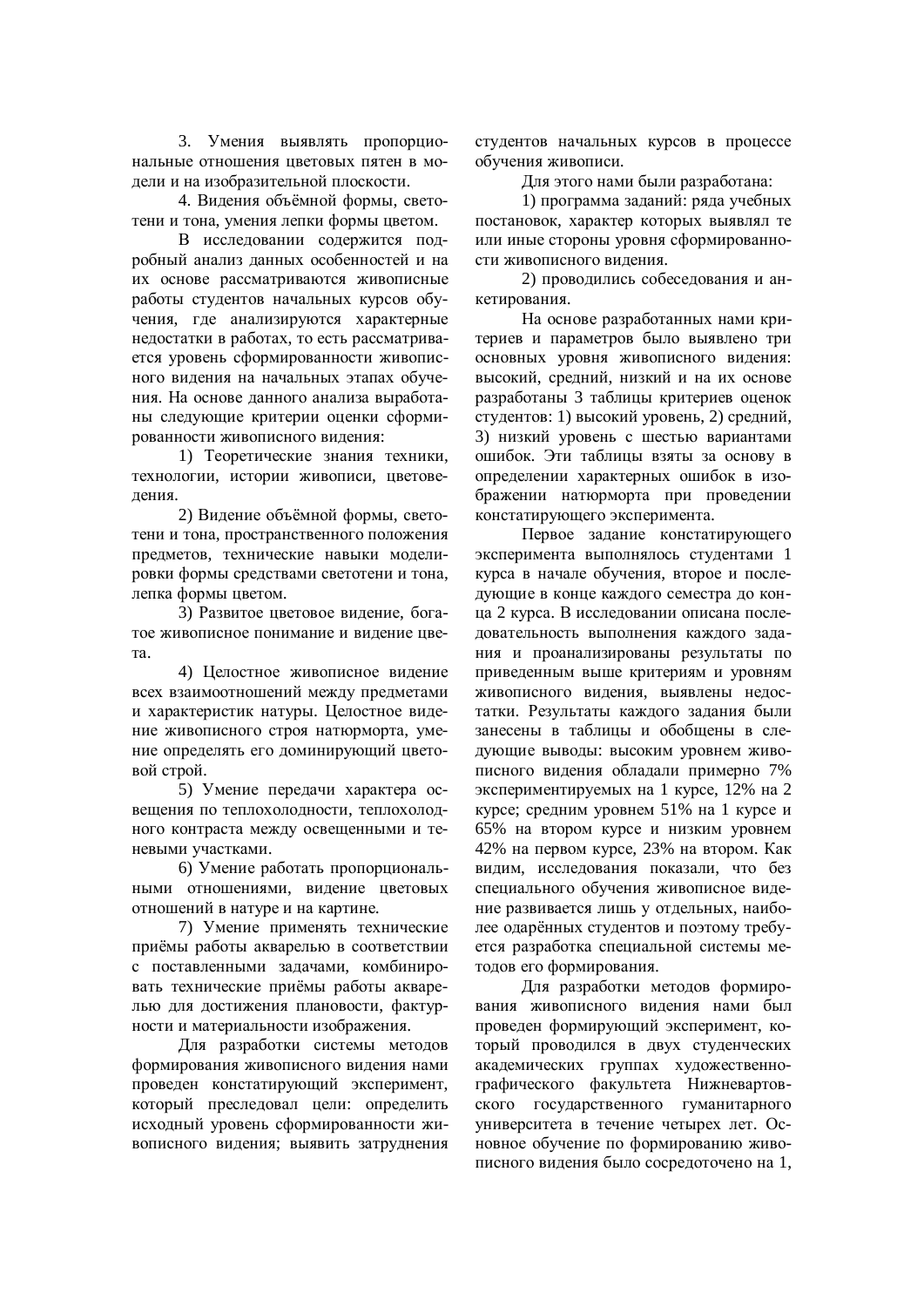3. Умения выявлять пропорциональные отношения цветовых пятен в модели и на изобразительной плоскости.

4. Видения объёмной формы, светотени и тона, умения лепки формы цветом.

В исследовании содержится подробный анализ данных особенностей и на их основе рассматриваются живописные работы студентов начальных курсов обучения, где анализируются характерные недостатки в работах, то есть рассматривается уровень сформированности живописного видения на начальных этапах обучения. На основе данного анализа выработаны следующие критерии оценки сформированности живописного видения:

1) Теоретические знания техники, технологии, истории живописи, цветоведения.

2) Видение объёмной формы, светотени и тона, пространственного положения предметов, технические навыки моделировки формы средствами светотени и тона, лепка формы цветом.

3) Развитое цветовое видение, богатое живописное понимание и видение цвета.

4) Целостное живописное видение всех взаимоотношений между предметами и характеристик натуры. Целостное видение живописного строя натюрморта, умение определять его доминирующий цветовой строй.

5) Умение передачи характера освещения по теплохолодности, теплохолодного контраста между освещенными и теневыми участками.

6) Умение работать пропорциональными отношениями, видение цветовых отношений в натуре и на картине.

7) Умение применять технические приёмы работы акварелью в соответствии с поставленными задачами, комбинировать технические приёмы работы акварелью для достижения плановости, фактурности и материальности изображения.

Для разработки системы методов формирования живописного видения нами проведен констатирующий эксперимент, который преследовал цели: определить исходный уровень сформированности живописного видения; выявить затруднения студентов начальных курсов в процессе обучения живописи.

Для этого нами были разработана:

1) программа заданий: ряда учебных постановок, характер которых выявлял те или иные стороны уровня сформированности живописного видения.

2) проводились собеседования и анкетирования.

На основе разработанных нами критериев и параметров было выявлено три основных уровня живописного видения: высокий, средний, низкий и на их основе разработаны 3 таблицы критериев оценок студентов: 1) высокий уровень, 2) средний, 3) низкий уровень с шестью вариантами ошибок. Эти таблицы взяты за основу в определении характерных ошибок в изображении натюрморта при проведении констатирующего эксперимента.

Первое задание констатирующего эксперимента выполнялось студентами 1 курса в начале обучения, второе и последующие в конце каждого семестра до конца 2 курса. В исследовании описана последовательность выполнения каждого задания и проанализированы результаты по приведенным выше критериям и уровням живописного видения, выявлены недостатки. Результаты каждого задания были занесены в таблицы и обобщены в следующие выводы: высоким уровнем живописного видения обладали примерно 7% экспериментируемых на 1 курсе, 12% на 2 курсе; средним уровнем 51% на 1 курсе и 65% на втором курсе и низким уровнем 42% на первом курсе, 23% на втором. Как видим, исследования показали, что без специального обучения живописное видение развивается лишь у отдельных, наиболее одарённых студентов и поэтому требуется разработка специальной системы методов его формирования.

Для разработки методов формирования живописного видения нами был проведен формирующий эксперимент, который проводился в двух студенческих академических группах художественно-графического факультета Нижневартовского государственного гуманитарного университета в течение четырех лет. Основное обучение по формированию живописного видения было сосредоточено на 1,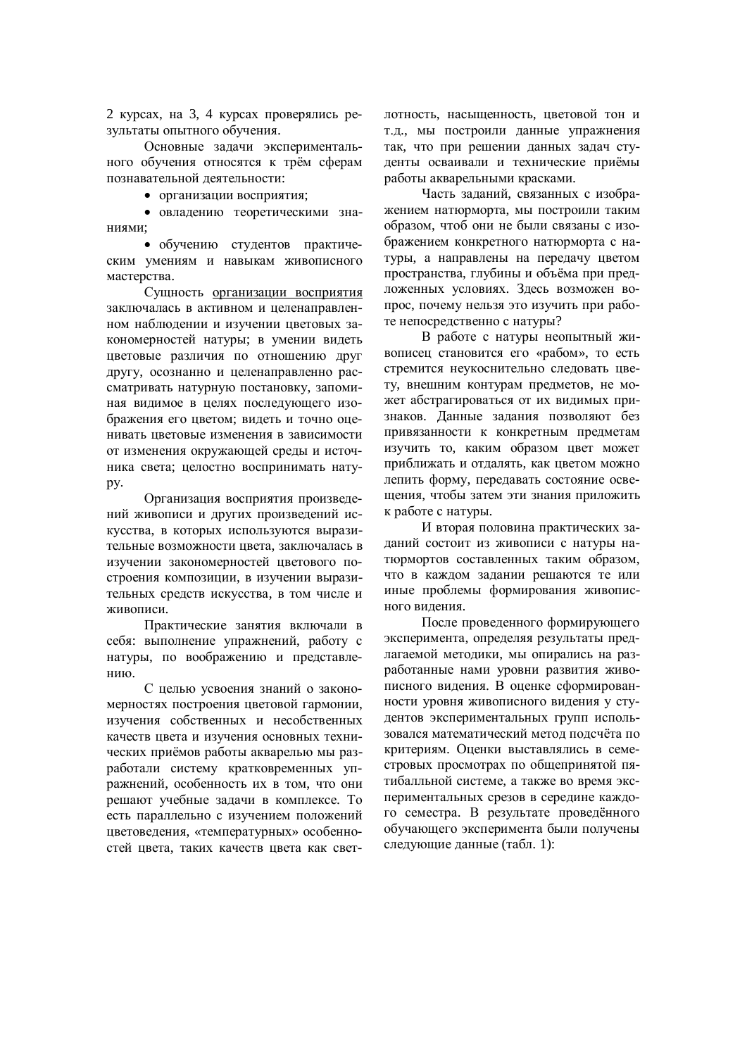2 курсах, на 3, 4 курсах проверялись результаты опытного обучения.

Основные задачи экспериментального обучения относятся к трём сферам познавательной деятельности:

- организации восприятия;
- овладению теоретическими знаниями;
- обучению студентов практическим умениям и навыкам живописного мастерства.

Сущность организации восприятия заключалась в активном и целенаправленном наблюдении и изучении цветовых закономерностей натуры; в умении видеть цветовые различия по отношению друг другу, осознанно и целенаправленно рассматривать натурную постановку, запоминая видимое в целях последующего изображения его цветом; видеть и точно оценивать цветовые изменения в зависимости от изменения окружающей среды и источника света; целостно воспринимать натуру.

Организация восприятия произведений живописи и других произведений искусства, в которых используются выразительные возможности цвета, заключалась в изучении закономерностей цветового построения композиции, в изучении выразительных средств искусства, в том числе и живописи.

Практические занятия включали в себя: выполнение упражнений, работу с натуры, по воображению и представлению.

С целью усвоения знаний о закономерностях построения цветовой гармонии, изучения собственных и несобственных качеств цвета и изучения основных технических приёмов работы акварелью мы разработали систему кратковременных упражнений, особенность их в том, что они решают учебные задачи в комплексе. То есть параллельно с изучением положений цветоведения, «температурных» особенностей цвета, таких качеств цвета как светлотность, насыщенность, цветовой тон и т.д., мы построили данные упражнения так, что при решении данных задач студенты осваивали и технические приёмы работы акварельными красками.

Часть заданий, связанных с изображением натюрморта, мы построили таким образом, чтоб они не были связаны с изображением конкретного натюрморта с натуры, а направлены на передачу цветом пространства, глубины и объёма при предложенных условиях. Здесь возможен вопрос, почему нельзя это изучить при работе непосредственно с натуры?

В работе с натуры неопытный живописец становится его «рабом», то есть стремится неукоснительно следовать цвету, внешним контурам предметов, не может абстрагироваться от их видимых признаков. Данные задания позволяют без привязанности к конкретным предметам изучить то, каким образом цвет может приближать и отдалять, как цветом можно лепить форму, передавать состояние освещения, чтобы затем эти знания приложить к работе с натуры.

И вторая половина практических заданий состоит из живописи с натуры натюрмортов составленных таким образом, что в каждом задании решаются те или иные проблемы формирования живописного видения.

После проведенного формирующего эксперимента, определяя результаты предлагаемой методики, мы опирались на разработанные нами уровни развития живописного видения. В оценке сформированности уровня живописного видения у студентов экспериментальных групп использовался математический метод подсчёта по критериям. Оценки выставлялись в семестровых просмотрах по общепринятой пятибалльной системе, а также во время экспериментальных срезов в середине каждого семестра. В результате проведённого обучающего эксперимента были получены следующие данные (табл. 1):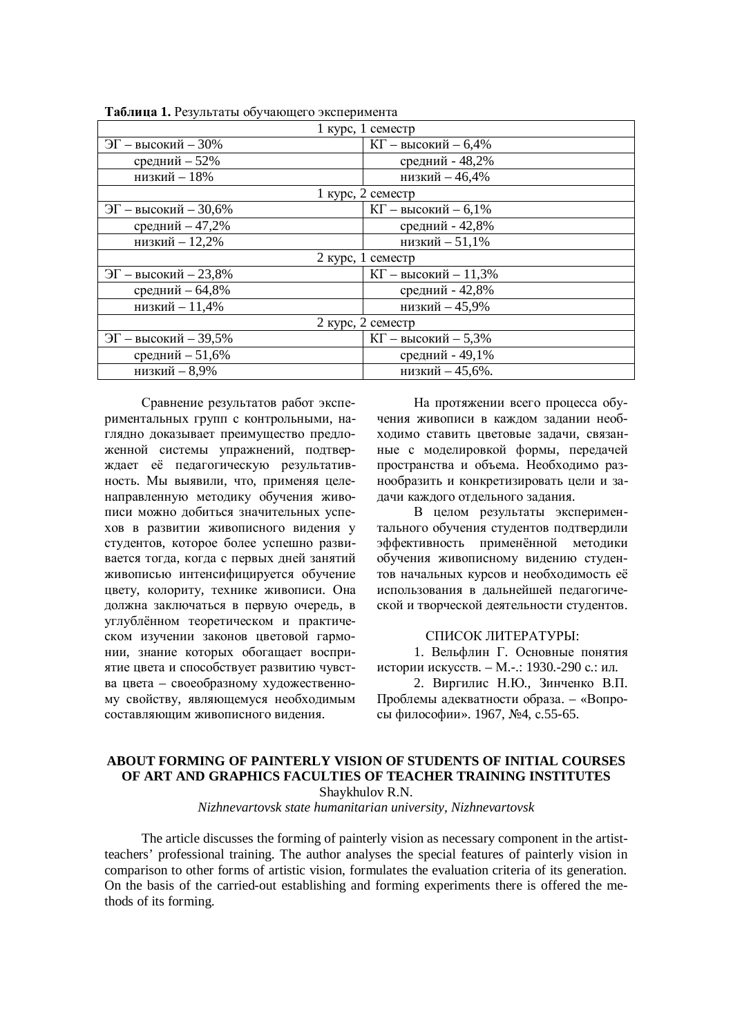**Таблица 1.** Результаты обучающего эксперимента

| | |
|---|---|
| 1 курс, 1 семестр | |
| ЭГ – высокий – 30% | КГ – высокий – 6,4% |
| средний – 52% | средний - 48,2% |
| низкий – 18% | низкий – 46,4% |
| 1 курс, 2 семестр | |
| ЭГ – высокий – 30,6% | КГ – высокий – 6,1% |
| средний – 47,2% | средний - 42,8% |
| низкий – 12,2% | низкий – 51,1% |
| 2 курс, 1 семестр | |
| ЭГ – высокий – 23,8% | КГ – высокий – 11,3% |
| средний – 64,8% | средний - 42,8% |
| низкий – 11,4% | низкий – 45,9% |
| 2 курс, 2 семестр | |
| ЭГ – высокий – 39,5% | КГ – высокий – 5,3% |
| средний – 51,6% | средний - 49,1% |
| низкий – 8,9% | низкий – 45,6%. |

Сравнение результатов работ экспериментальных групп с контрольными, наглядно доказывает преимущество предложенной системы упражнений, подтверждает её педагогическую результативность. Мы выявили, что, применяя целенаправленную методику обучения живописи можно добиться значительных успехов в развитии живописного видения у студентов, которое более успешно развивается тогда, когда с первых дней занятий живописью интенсифицируется обучение цвету, колориту, технике живописи. Она должна заключаться в первую очередь, в углублённом теоретическом и практическом изучении законов цветовой гармонии, знание которых обогащает восприятие цвета и способствует развитию чувства цвета – своеобразному художественному свойству, являющемуся необходимым составляющим живописного видения.

На протяжении всего процесса обучения живописи в каждом задании необходимо ставить цветовые задачи, связанные с моделировкой формы, передачей пространства и объема. Необходимо разнообразить и конкретизировать цели и задачи каждого отдельного задания.

В целом результаты экспериментального обучения студентов подтвердили эффективность применённой методики обучения живописному видению студентов начальных курсов и необходимость её использования в дальнейшей педагогической и творческой деятельности студентов.

СПИСОК ЛИТЕРАТУРЫ:

1. Вельфлин Г. Основные понятия истории искусств. – М.-.: 1930.-290 с.: ил.
2. Виргилис Н.Ю., Зинченко В.П. Проблемы адекватности образа. – «Вопросы философии». 1967, №4, с.55-65.

## ABOUT FORMING OF PAINTERLY VISION OF STUDENTS OF INITIAL COURSES OF ART AND GRAPHICS FACULTIES OF TEACHER TRAINING INSTITUTES

Shaykhulov R.N.

*Nizhnevartovsk state humanitarian university, Nizhnevartovsk*

The article discusses the forming of painterly vision as necessary component in the artist-teachers' professional training. The author analyses the special features of painterly vision in comparison to other forms of artistic vision, formulates the evaluation criteria of its generation. On the basis of the carried-out establishing and forming experiments there is offered the methods of its forming.